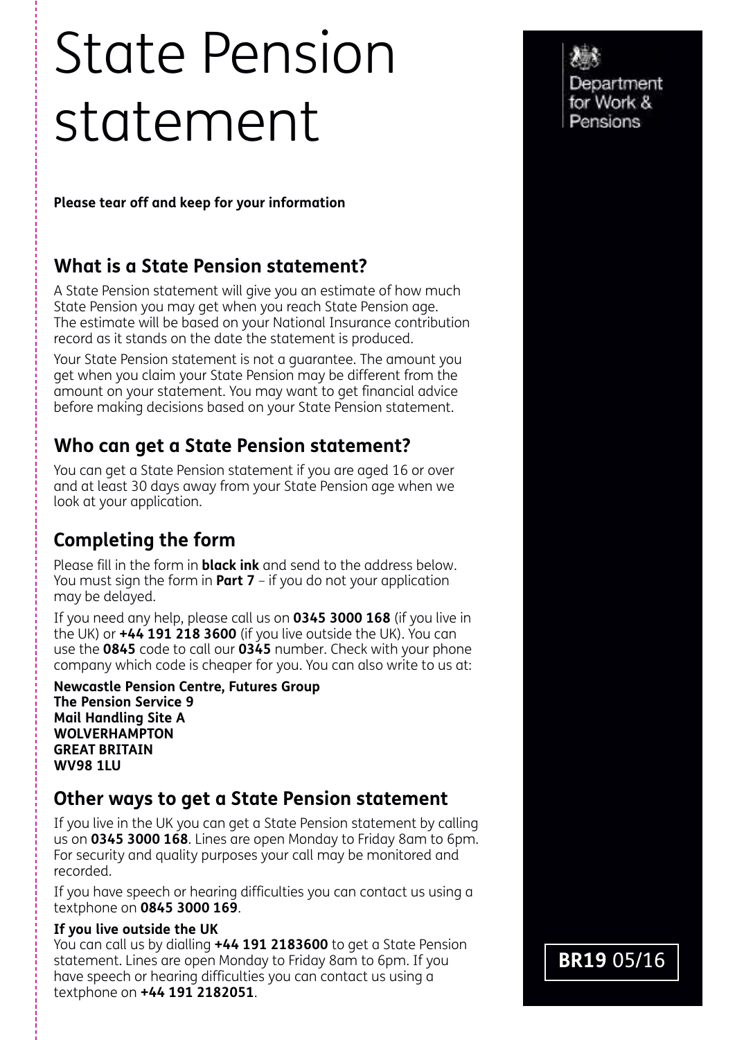# State Pension statement

**Please tear off and keep for your information**

## What is a State Pension statement?

A State Pension statement will give you an estimate of how much State Pension you may get when you reach State Pension age. The estimate will be based on your National Insurance contribution record as it stands on the date the statement is produced.

Your State Pension statement is not a guarantee. The amount you get when you claim your State Pension may be different from the amount on your statement. You may want to get financial advice before making decisions based on your State Pension statement.

## Who can get a State Pension statement?

You can get a State Pension statement if you are aged 16 or over and at least 30 days away from your State Pension age when we look at your application.

## Completing the form

Please fill in the form in **black ink** and send to the address below. You must sign the form in **Part 7** – if you do not your application may be delayed.

If you need any help, please call us on **0345 3000 168** (if you live in the UK) or **+44 191 218 3600** (if you live outside the UK). You can use the **0845** code to call our **0345** number. Check with your phone company which code is cheaper for you. You can also write to us at:

**Newcastle Pension Centre, Futures Group**
**The Pension Service 9**
**Mail Handling Site A**
**WOLVERHAMPTON**
**GREAT BRITAIN**
**WV98 1LU**

## Other ways to get a State Pension statement

If you live in the UK you can get a State Pension statement by calling us on **0345 3000 168**. Lines are open Monday to Friday 8am to 6pm. For security and quality purposes your call may be monitored and recorded.

If you have speech or hearing difficulties you can contact us using a textphone on **0845 3000 169**.

**If you live outside the UK**
You can call us by dialling **+44 191 2183600** to get a State Pension statement. Lines are open Monday to Friday 8am to 6pm. If you have speech or hearing difficulties you can contact us using a textphone on **+44 191 2182051**.

Department for Work & Pensions

**BR19** 05/16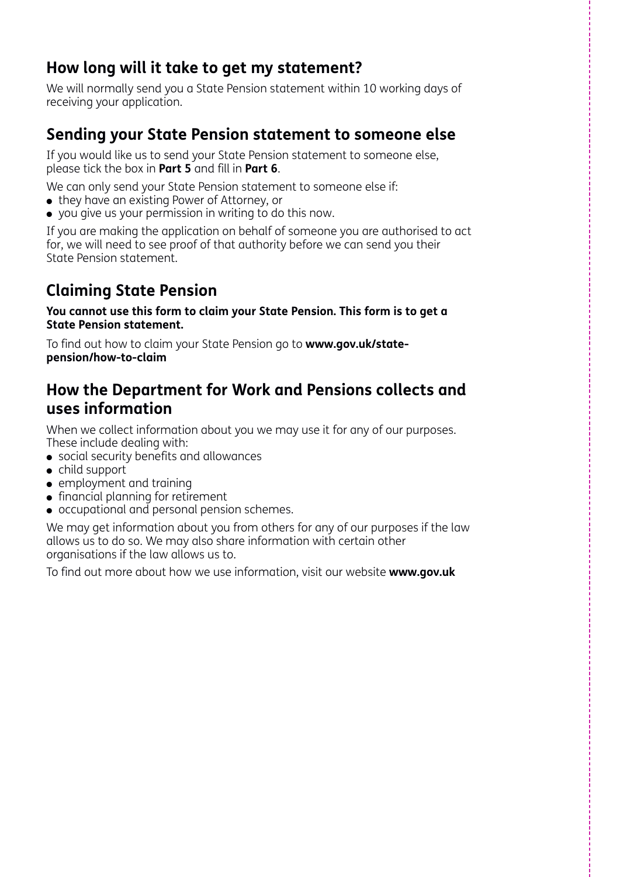## How long will it take to get my statement?

We will normally send you a State Pension statement within 10 working days of receiving your application.

## Sending your State Pension statement to someone else

If you would like us to send your State Pension statement to someone else, please tick the box in **Part 5** and fill in **Part 6**.

We can only send your State Pension statement to someone else if:

- they have an existing Power of Attorney, or
- you give us your permission in writing to do this now.

If you are making the application on behalf of someone you are authorised to act for, we will need to see proof of that authority before we can send you their State Pension statement.

## Claiming State Pension

**You cannot use this form to claim your State Pension. This form is to get a State Pension statement.**

To find out how to claim your State Pension go to **www.gov.uk/state-pension/how-to-claim**

## How the Department for Work and Pensions collects and uses information

When we collect information about you we may use it for any of our purposes. These include dealing with:

- social security benefits and allowances
- child support
- employment and training
- financial planning for retirement
- occupational and personal pension schemes.

We may get information about you from others for any of our purposes if the law allows us to do so. We may also share information with certain other organisations if the law allows us to.

To find out more about how we use information, visit our website **www.gov.uk**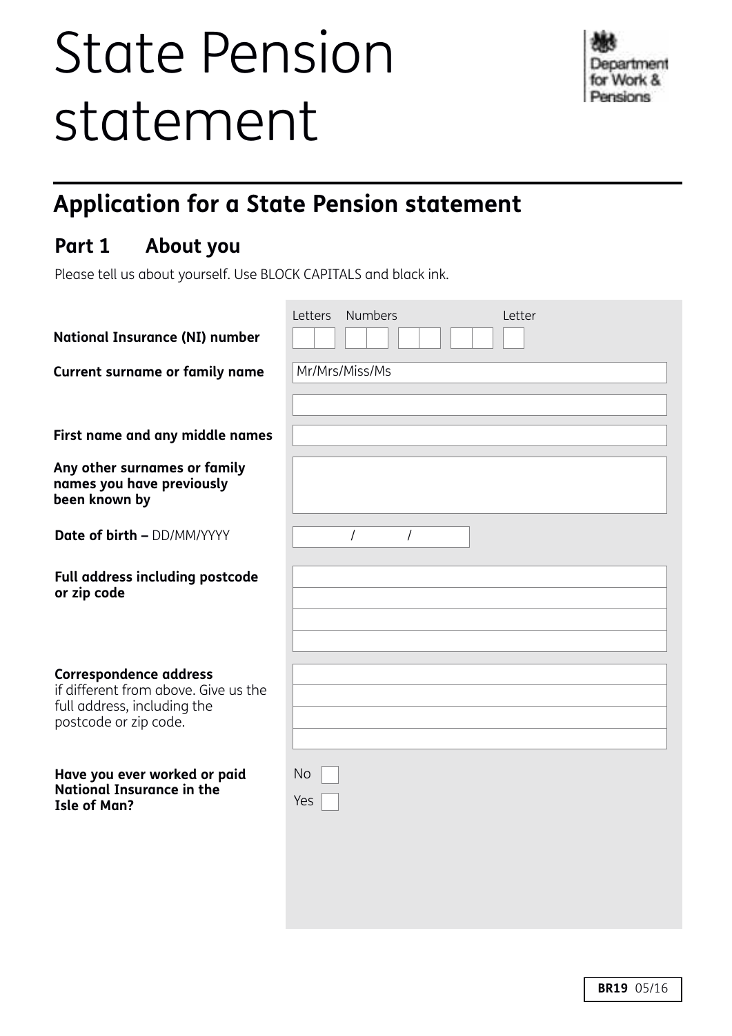# State Pension statement

Department for Work & Pensions

## Application for a State Pension statement

### Part 1 About you

Please tell us about yourself. Use BLOCK CAPITALS and black ink.

| | |
|---|---|
| **National Insurance (NI) number** | Letters Numbers Letter |
| **Current surname or family name** | Mr/Mrs/Miss/Ms |
| **First name and any middle names** | |
| **Any other surnames or family names you have previously been known by** | |
| **Date of birth** – DD/MM/YYYY | / / |
| **Full address including postcode or zip code** | |
| **Correspondence address** if different from above. Give us the full address, including the postcode or zip code. | |
| **Have you ever worked or paid National Insurance in the Isle of Man?** | No ☐ Yes ☐ |

**BR19** 05/16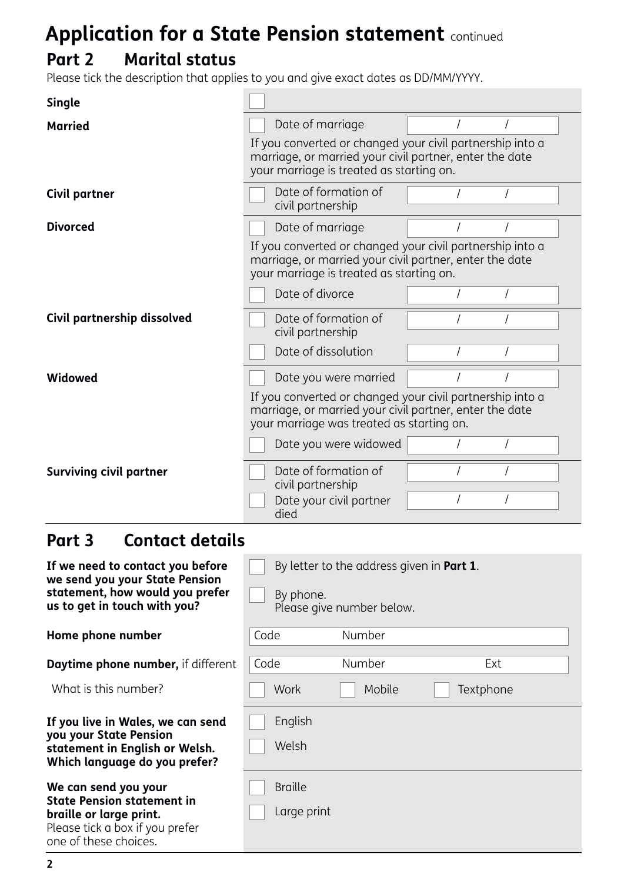# Application for a State Pension statement continued

## Part 2 Marital status

Please tick the description that applies to you and give exact dates as DD/MM/YYYY.

| | | |
|---|---|---|
| **Single** | ☐ | |
| **Married** | ☐ Date of marriage | / / |
| | If you converted or changed your civil partnership into a marriage, or married your civil partner, enter the date your marriage is treated as starting on. | |
| **Civil partner** | ☐ Date of formation of civil partnership | / / |
| **Divorced** | ☐ Date of marriage | / / |
| | If you converted or changed your civil partnership into a marriage, or married your civil partner, enter the date your marriage is treated as starting on. | |
| | ☐ Date of divorce | / / |
| **Civil partnership dissolved** | ☐ Date of formation of civil partnership | / / |
| | ☐ Date of dissolution | / / |
| **Widowed** | ☐ Date you were married | / / |
| | If you converted or changed your civil partnership into a marriage, or married your civil partner, enter the date your marriage was treated as starting on. | |
| | ☐ Date you were widowed | / / |
| **Surviving civil partner** | ☐ Date of formation of civil partnership | / / |
| | ☐ Date your civil partner died | / / |

## Part 3 Contact details

| | |
|---|---|
| **If we need to contact you before we send you your State Pension statement, how would you prefer us to get in touch with you?** | ☐ By letter to the address given in **Part 1**. <br> ☐ By phone. Please give number below. |
| **Home phone number** | Code Number |
| **Daytime phone number,** if different | Code Number Ext |
| What is this number? | ☐ Work ☐ Mobile ☐ Textphone |
| **If you live in Wales, we can send you your State Pension statement in English or Welsh. Which language do you prefer?** | ☐ English <br> ☐ Welsh |
| **We can send you your State Pension statement in braille or large print.** Please tick a box if you prefer one of these choices. | ☐ Braille <br> ☐ Large print |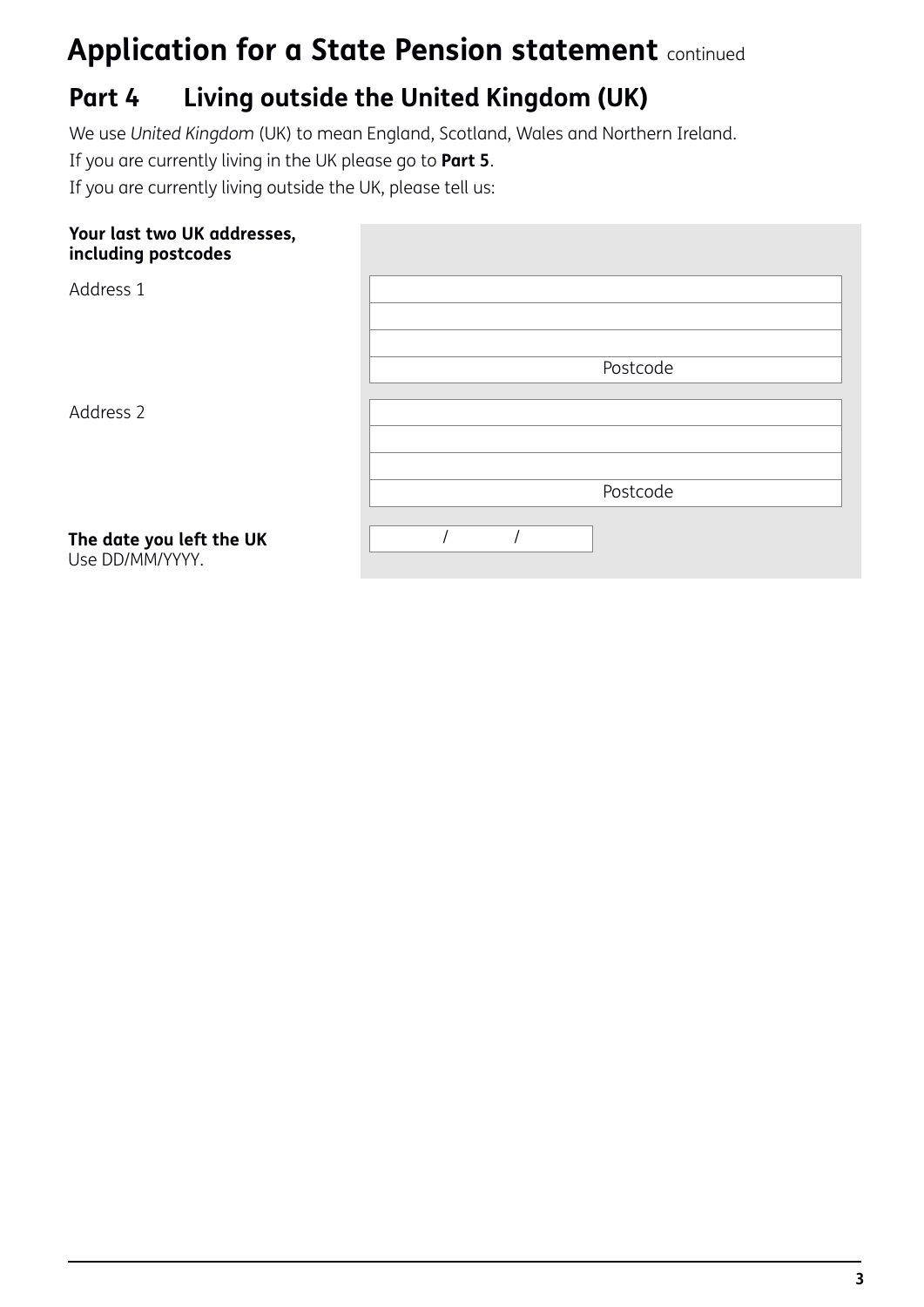# Application for a State Pension statement continued

## Part 4 Living outside the United Kingdom (UK)

We use *United Kingdom* (UK) to mean England, Scotland, Wales and Northern Ireland.

If you are currently living in the UK please go to **Part 5**.

If you are currently living outside the UK, please tell us:

**Your last two UK addresses, including postcodes**

Address 1

| |
|---|
| |
| |
| Postcode |

Address 2

| |
|---|
| |
| |
| Postcode |

**The date you left the UK**
Use DD/MM/YYYY.

/ /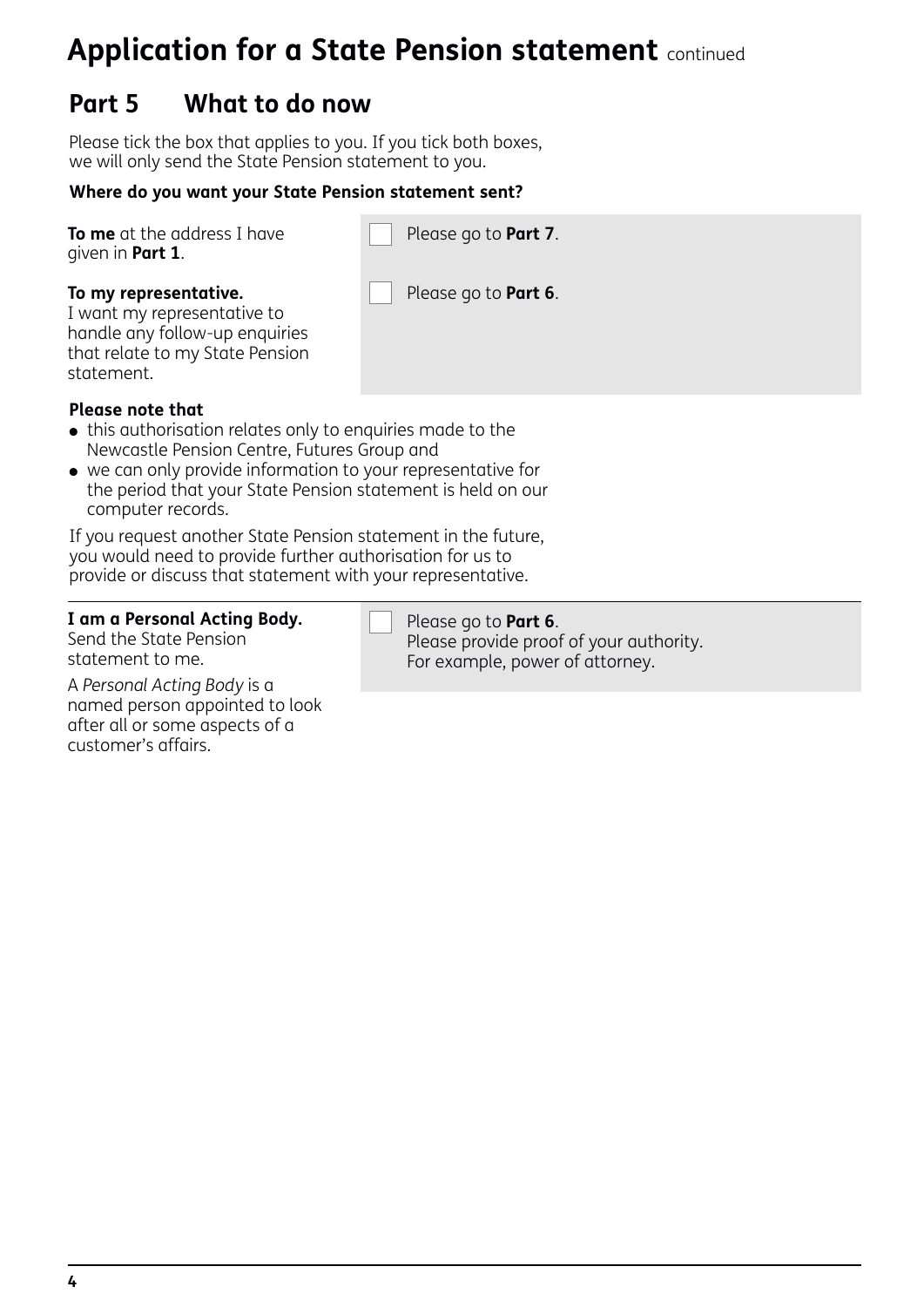# Application for a State Pension statement continued

## Part 5 What to do now

Please tick the box that applies to you. If you tick both boxes, we will only send the State Pension statement to you.

**Where do you want your State Pension statement sent?**

| | |
|---|---|
| **To me** at the address I have given in **Part 1**. | ☐ Please go to **Part 7**. |
| **To my representative.** I want my representative to handle any follow-up enquiries that relate to my State Pension statement. | ☐ Please go to **Part 6**. |

**Please note that**

- this authorisation relates only to enquiries made to the Newcastle Pension Centre, Futures Group and
- we can only provide information to your representative for the period that your State Pension statement is held on our computer records.

If you request another State Pension statement in the future, you would need to provide further authorisation for us to provide or discuss that statement with your representative.

| | |
|---|---|
| **I am a Personal Acting Body.** Send the State Pension statement to me. A *Personal Acting Body* is a named person appointed to look after all or some aspects of a customer's affairs. | ☐ Please go to **Part 6**. Please provide proof of your authority. For example, power of attorney. |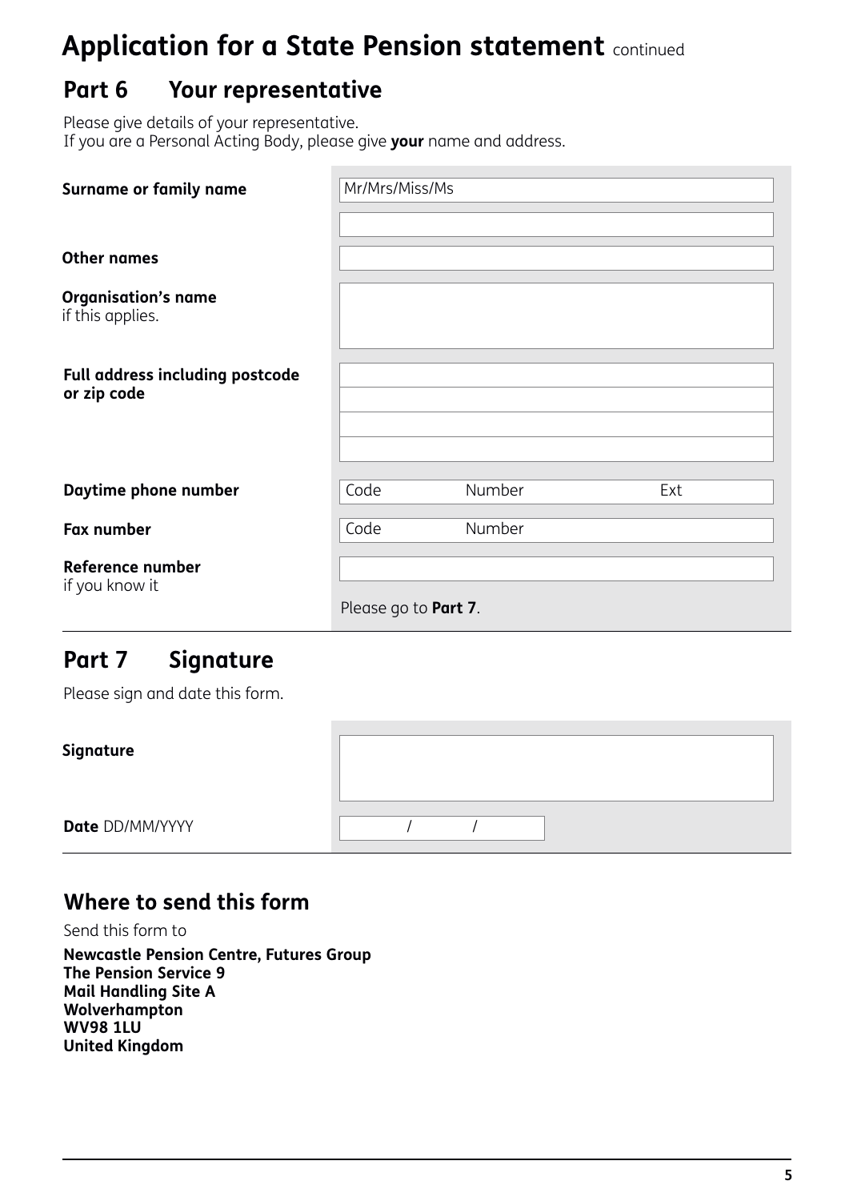# Application for a State Pension statement continued

## Part 6 Your representative

Please give details of your representative.
If you are a Personal Acting Body, please give **your** name and address.

| | |
|---|---|
| **Surname or family name** | Mr/Mrs/Miss/Ms |
| | |
| **Other names** | |
| **Organisation's name** if this applies. | |
| **Full address including postcode or zip code** | |
| | |
| | |
| | |
| **Daytime phone number** | Code Number Ext |
| **Fax number** | Code Number |
| **Reference number** if you know it | |

Please go to **Part 7**.

## Part 7 Signature

Please sign and date this form.

| | |
|---|---|
| **Signature** | |
| **Date** DD/MM/YYYY | / / |

## Where to send this form

Send this form to

**Newcastle Pension Centre, Futures Group**
**The Pension Service 9**
**Mail Handling Site A**
**Wolverhampton**
**WV98 1LU**
**United Kingdom**